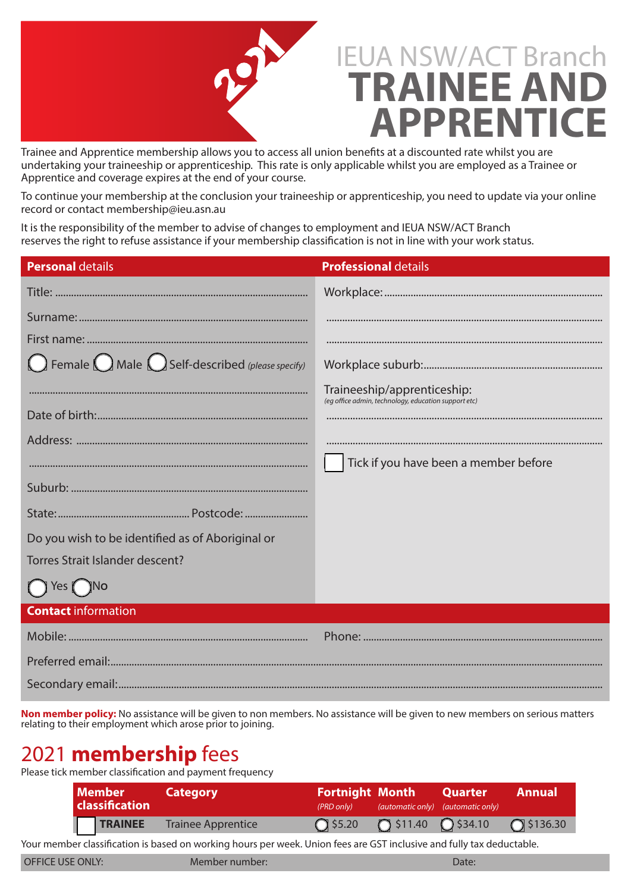# IEUA NSW/ACT Branch TRAINEE AND APPRENTICE

2021

Trainee and Apprentice membership allows you to access all union benefits at a discounted rate whilst you are undertaking your traineeship or apprenticeship. This rate is only applicable whilst you are employed as a Trainee or Apprentice and coverage expires at the end of your course.

To continue your membership at the conclusion your traineeship or apprenticeship, you need to update via your online record or contact membership@ieu.asn.au

It is the responsibility of the member to advise of changes to employment and IEUA NSW/ACT Branch reserves the right to refuse assistance if your membership classification is not in line with your work status.

## **Personal** details

Title: ..........

Surname: ..........

First name: ..........

◯ Female ◯ Male ◯ Self-described *(please specify)*

..........

Date of birth: ..........

Address: ..........

..........

Suburb: ..........

State: .......... Postcode: ..........

Do you wish to be identified as of Aboriginal or Torres Strait Islander descent?

◯ Yes ◯ No

## **Professional** details

Workplace: ..........

..........

..........

Workplace suburb: ..........

Traineeship/apprenticeship:
*(eg office admin, technology, education support etc)*

..........

..........

☐ Tick if you have been a member before

## **Contact** information

Mobile: ..........

Phone: ..........

Preferred email: ..........

Secondary email: ..........

**Non member policy:** No assistance will be given to non members. No assistance will be given to new members on serious matters relating to their employment which arose prior to joining.

## 2021 **membership** fees

Please tick member classification and payment frequency

| Member classification | Category | Fortnight *(PRD only)* | Month *(automatic only)* | Quarter *(automatic only)* | Annual |
|---|---|---|---|---|---|
| ☐ **TRAINEE** | Trainee Apprentice | ◯ $5.20 | ◯ $11.40 | ◯ $34.10 | ◯ $136.30 |

Your member classification is based on working hours per week. Union fees are GST inclusive and fully tax deductable.

OFFICE USE ONLY: Member number: Date: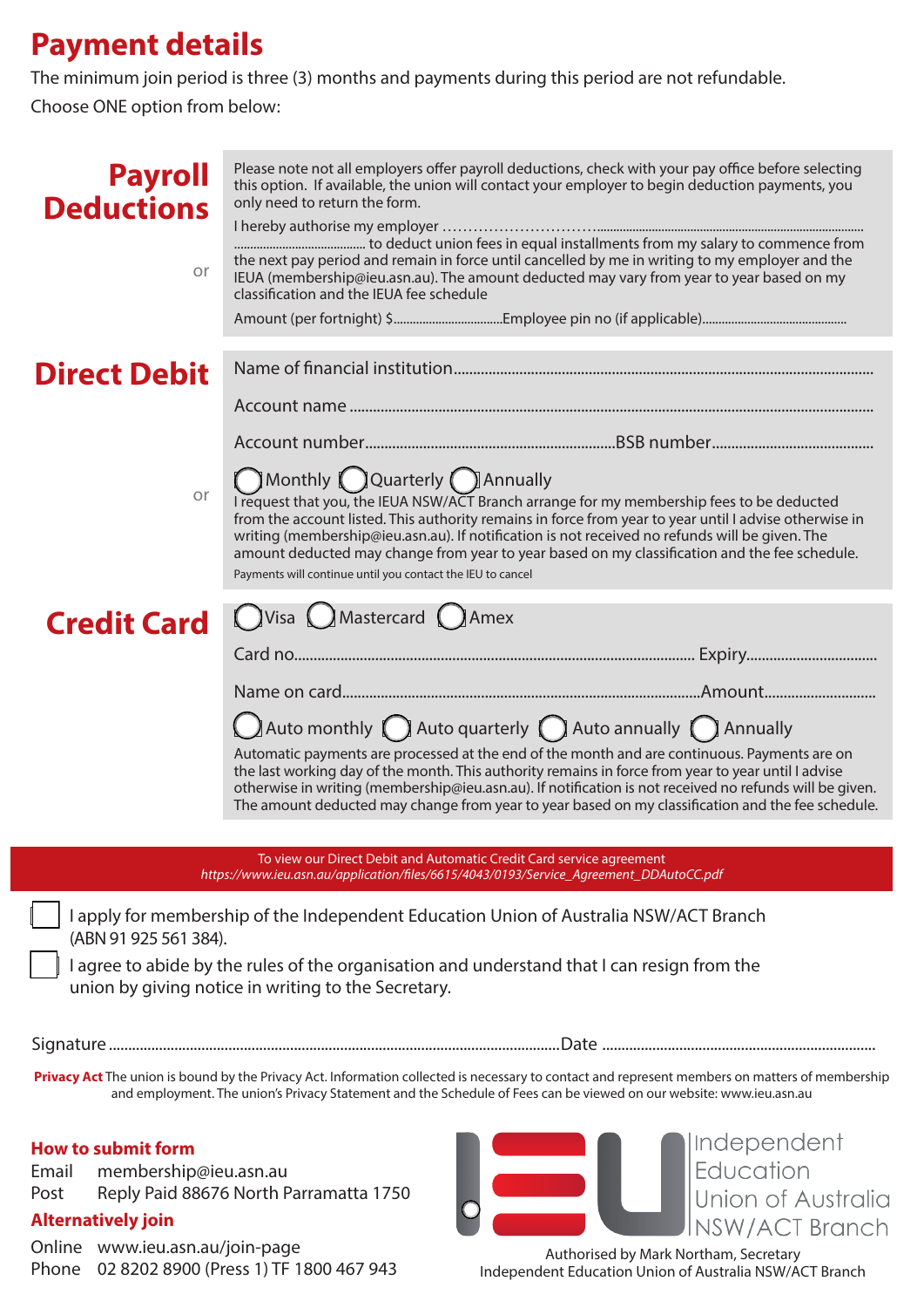# Payment details

The minimum join period is three (3) months and payments during this period are not refundable.

Choose ONE option from below:

## Payroll Deductions

Please note not all employers offer payroll deductions, check with your pay office before selecting this option. If available, the union will contact your employer to begin deduction payments, you only need to return the form.

I hereby authorise my employer ..........................................................................................................................................
......................................... to deduct union fees in equal installments from my salary to commence from the next pay period and remain in force until cancelled by me in writing to my employer and the IEUA (membership@ieu.asn.au). The amount deducted may vary from year to year based on my classification and the IEUA fee schedule

Amount (per fortnight) $.................................Employee pin no (if applicable)...........................................

or

## Direct Debit

Name of financial institution..........................................................................................................

Account name ...............................................................................................................................

Account number................................................................BSB number.........................................

◯ Monthly ◯ Quarterly ◯ Annually

I request that you, the IEUA NSW/ACT Branch arrange for my membership fees to be deducted from the account listed. This authority remains in force from year to year until I advise otherwise in writing (membership@ieu.asn.au). If notification is not received no refunds will be given. The amount deducted may change from year to year based on my classification and the fee schedule.

Payments will continue until you contact the IEU to cancel

or

## Credit Card

◯ Visa ◯ Mastercard ◯ Amex

Card no..................................................................................................... Expiry.................................

Name on card...........................................................................................Amount............................

◯ Auto monthly ◯ Auto quarterly ◯ Auto annually ◯ Annually

Automatic payments are processed at the end of the month and are continuous. Payments are on the last working day of the month. This authority remains in force from year to year until I advise otherwise in writing (membership@ieu.asn.au). If notification is not received no refunds will be given. The amount deducted may change from year to year based on my classification and the fee schedule.

To view our Direct Debit and Automatic Credit Card service agreement
*https://www.ieu.asn.au/application/files/6615/4043/0193/Service_Agreement_DDAutoCC.pdf*

☐ I apply for membership of the Independent Education Union of Australia NSW/ACT Branch (ABN 91 925 561 384).

☐ I agree to abide by the rules of the organisation and understand that I can resign from the union by giving notice in writing to the Secretary.

Signature ....................................................................................................................Date ......................................................................

**Privacy Act** The union is bound by the Privacy Act. Information collected is necessary to contact and represent members on matters of membership and employment. The union's Privacy Statement and the Schedule of Fees can be viewed on our website: www.ieu.asn.au

### How to submit form

Email membership@ieu.asn.au

Post Reply Paid 88676 North Parramatta 1750

### Alternatively join

Online www.ieu.asn.au/join-page

Phone 02 8202 8900 (Press 1) TF 1800 467 943

Independent Education Union of Australia NSW/ACT Branch

Authorised by Mark Northam, Secretary
Independent Education Union of Australia NSW/ACT Branch